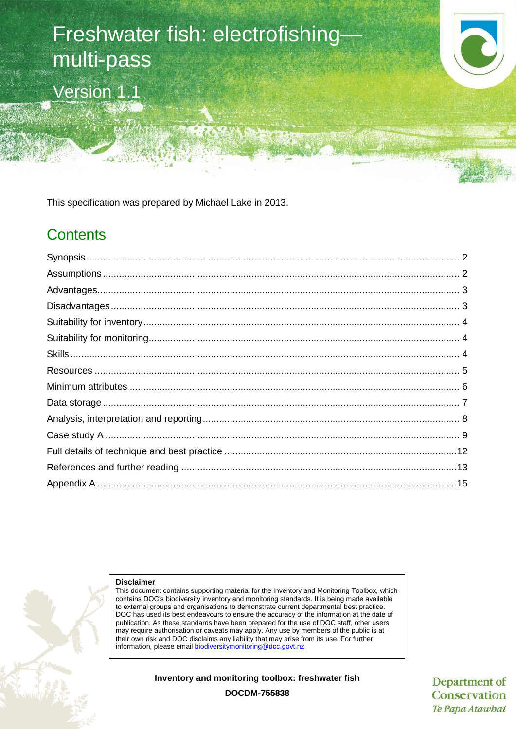# Freshwater fish: electrofishing—multi-pass

## Version 1.1

This specification was prepared by Michael Lake in 2013.

## Contents

- Synopsis ..... 2
- Assumptions ..... 2
- Advantages ..... 3
- Disadvantages ..... 3
- Suitability for inventory ..... 4
- Suitability for monitoring ..... 4
- Skills ..... 4
- Resources ..... 5
- Minimum attributes ..... 6
- Data storage ..... 7
- Analysis, interpretation and reporting ..... 8
- Case study A ..... 9
- Full details of technique and best practice ..... 12
- References and further reading ..... 13
- Appendix A ..... 15

**Disclaimer**

This document contains supporting material for the Inventory and Monitoring Toolbox, which contains DOC's biodiversity inventory and monitoring standards. It is being made available to external groups and organisations to demonstrate current departmental best practice. DOC has used its best endeavours to ensure the accuracy of the information at the date of publication. As these standards have been prepared for the use of DOC staff, other users may require authorisation or caveats may apply. Any use by members of the public is at their own risk and DOC disclaims any liability that may arise from its use. For further information, please email biodiversitymonitoring@doc.govt.nz

**Inventory and monitoring toolbox: freshwater fish**

**DOCDM-755838**

Department of Conservation
*Te Papa Atawhai*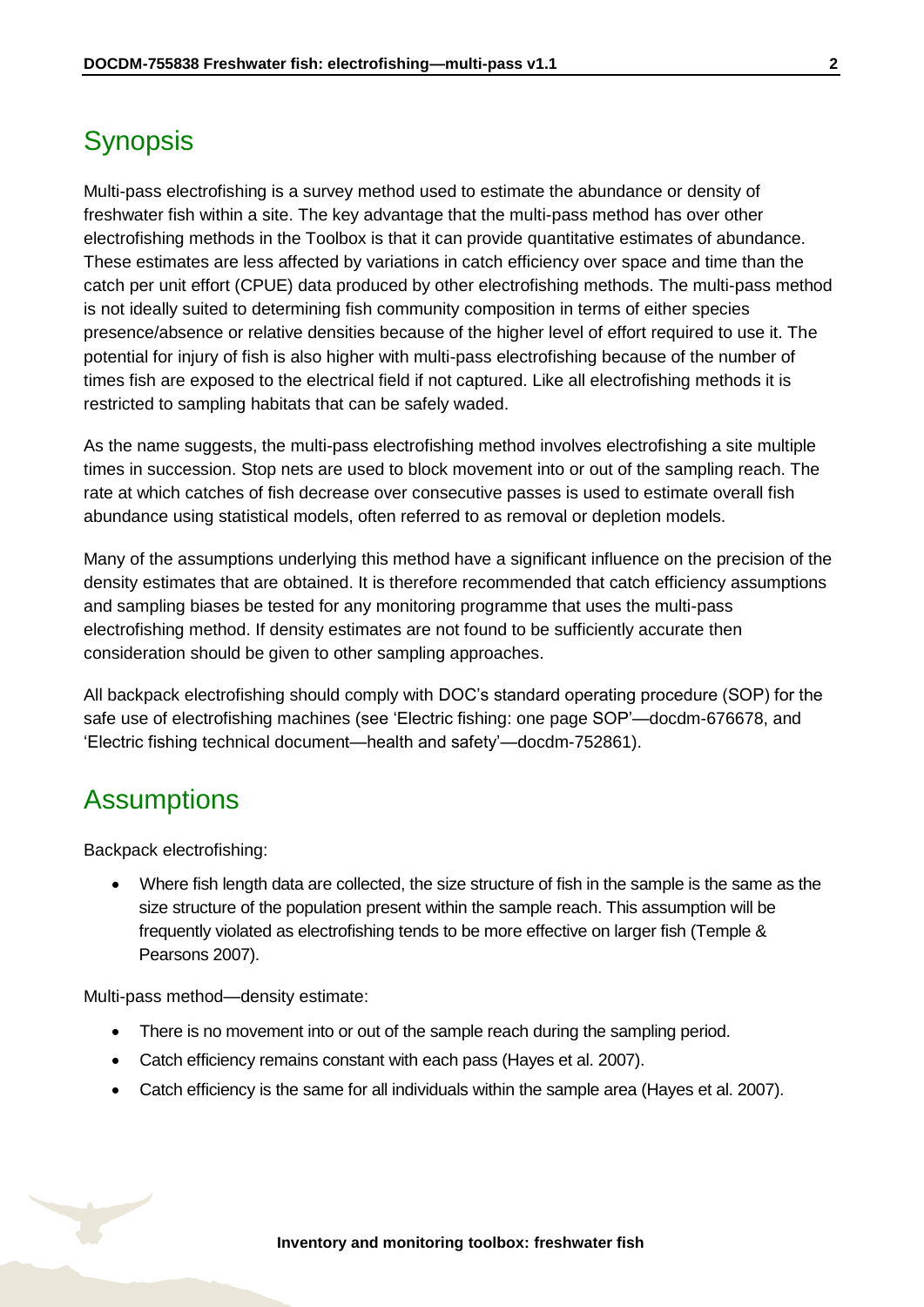## Synopsis

Multi-pass electrofishing is a survey method used to estimate the abundance or density of freshwater fish within a site. The key advantage that the multi-pass method has over other electrofishing methods in the Toolbox is that it can provide quantitative estimates of abundance. These estimates are less affected by variations in catch efficiency over space and time than the catch per unit effort (CPUE) data produced by other electrofishing methods. The multi-pass method is not ideally suited to determining fish community composition in terms of either species presence/absence or relative densities because of the higher level of effort required to use it. The potential for injury of fish is also higher with multi-pass electrofishing because of the number of times fish are exposed to the electrical field if not captured. Like all electrofishing methods it is restricted to sampling habitats that can be safely waded.

As the name suggests, the multi-pass electrofishing method involves electrofishing a site multiple times in succession. Stop nets are used to block movement into or out of the sampling reach. The rate at which catches of fish decrease over consecutive passes is used to estimate overall fish abundance using statistical models, often referred to as removal or depletion models.

Many of the assumptions underlying this method have a significant influence on the precision of the density estimates that are obtained. It is therefore recommended that catch efficiency assumptions and sampling biases be tested for any monitoring programme that uses the multi-pass electrofishing method. If density estimates are not found to be sufficiently accurate then consideration should be given to other sampling approaches.

All backpack electrofishing should comply with DOC's standard operating procedure (SOP) for the safe use of electrofishing machines (see 'Electric fishing: one page SOP'—docdm-676678, and 'Electric fishing technical document—health and safety'—docdm-752861).

## Assumptions

Backpack electrofishing:

- Where fish length data are collected, the size structure of fish in the sample is the same as the size structure of the population present within the sample reach. This assumption will be frequently violated as electrofishing tends to be more effective on larger fish (Temple & Pearsons 2007).

Multi-pass method—density estimate:

- There is no movement into or out of the sample reach during the sampling period.
- Catch efficiency remains constant with each pass (Hayes et al. 2007).
- Catch efficiency is the same for all individuals within the sample area (Hayes et al. 2007).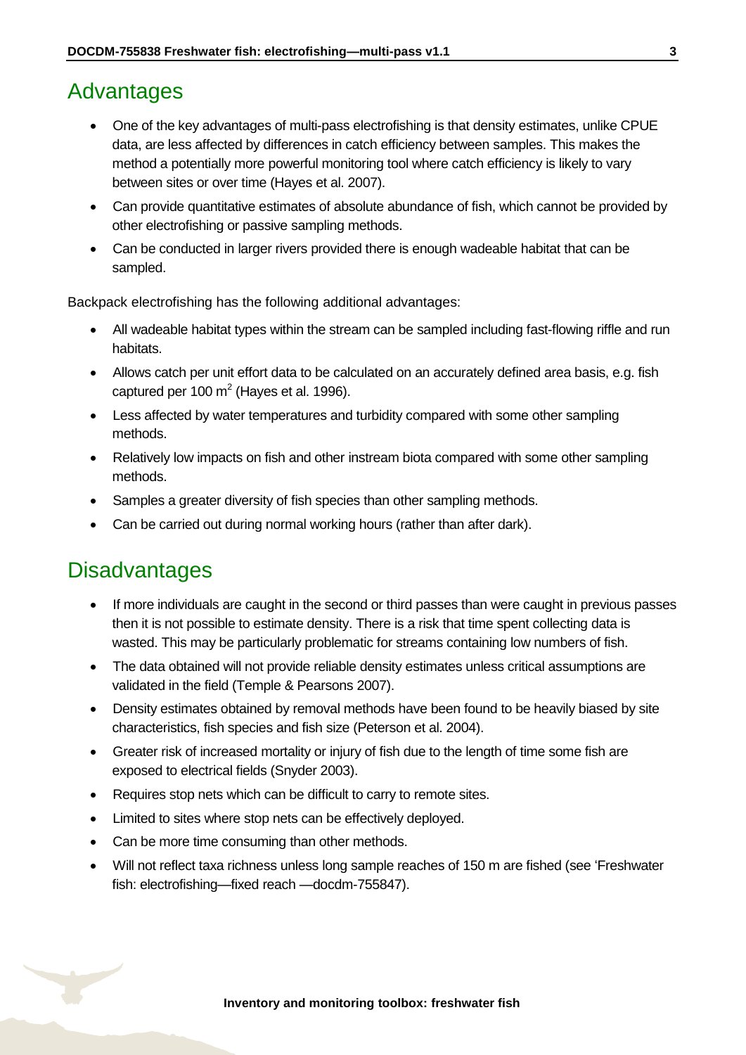## Advantages

- One of the key advantages of multi-pass electrofishing is that density estimates, unlike CPUE data, are less affected by differences in catch efficiency between samples. This makes the method a potentially more powerful monitoring tool where catch efficiency is likely to vary between sites or over time (Hayes et al. 2007).
- Can provide quantitative estimates of absolute abundance of fish, which cannot be provided by other electrofishing or passive sampling methods.
- Can be conducted in larger rivers provided there is enough wadeable habitat that can be sampled.

Backpack electrofishing has the following additional advantages:

- All wadeable habitat types within the stream can be sampled including fast-flowing riffle and run habitats.
- Allows catch per unit effort data to be calculated on an accurately defined area basis, e.g. fish captured per 100 $m^2$ (Hayes et al. 1996).
- Less affected by water temperatures and turbidity compared with some other sampling methods.
- Relatively low impacts on fish and other instream biota compared with some other sampling methods.
- Samples a greater diversity of fish species than other sampling methods.
- Can be carried out during normal working hours (rather than after dark).

## Disadvantages

- If more individuals are caught in the second or third passes than were caught in previous passes then it is not possible to estimate density. There is a risk that time spent collecting data is wasted. This may be particularly problematic for streams containing low numbers of fish.
- The data obtained will not provide reliable density estimates unless critical assumptions are validated in the field (Temple & Pearsons 2007).
- Density estimates obtained by removal methods have been found to be heavily biased by site characteristics, fish species and fish size (Peterson et al. 2004).
- Greater risk of increased mortality or injury of fish due to the length of time some fish are exposed to electrical fields (Snyder 2003).
- Requires stop nets which can be difficult to carry to remote sites.
- Limited to sites where stop nets can be effectively deployed.
- Can be more time consuming than other methods.
- Will not reflect taxa richness unless long sample reaches of 150 m are fished (see 'Freshwater fish: electrofishing—fixed reach —docdm-755847).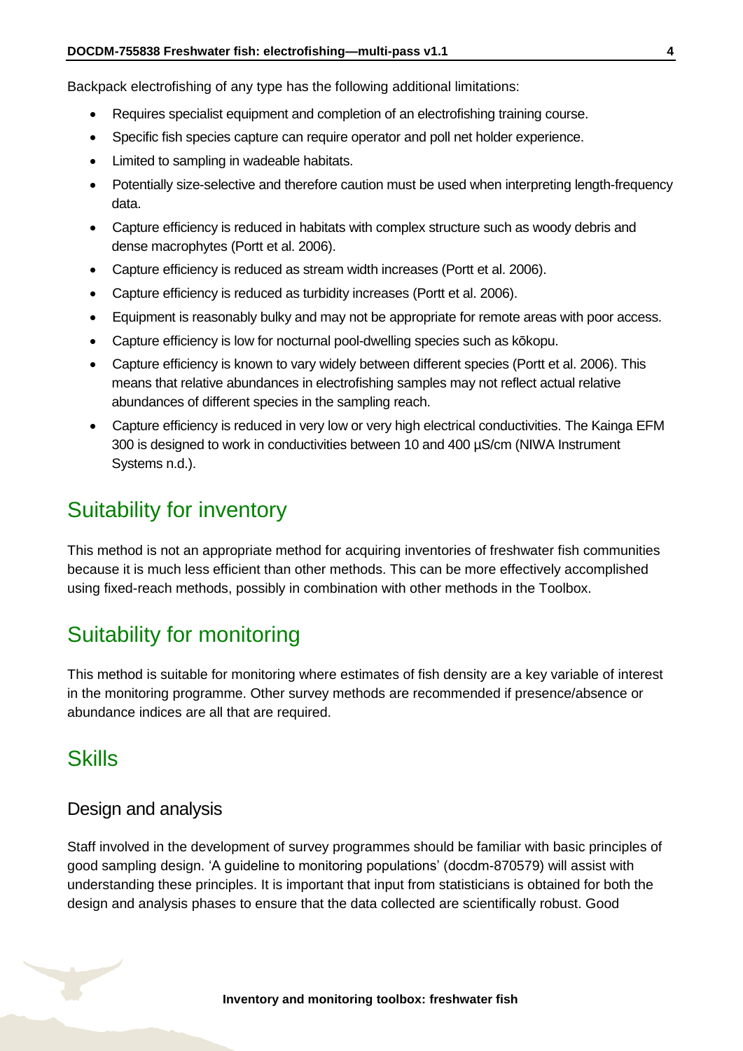Backpack electrofishing of any type has the following additional limitations:

- Requires specialist equipment and completion of an electrofishing training course.
- Specific fish species capture can require operator and poll net holder experience.
- Limited to sampling in wadeable habitats.
- Potentially size-selective and therefore caution must be used when interpreting length-frequency data.
- Capture efficiency is reduced in habitats with complex structure such as woody debris and dense macrophytes (Portt et al. 2006).
- Capture efficiency is reduced as stream width increases (Portt et al. 2006).
- Capture efficiency is reduced as turbidity increases (Portt et al. 2006).
- Equipment is reasonably bulky and may not be appropriate for remote areas with poor access.
- Capture efficiency is low for nocturnal pool-dwelling species such as kōkopu.
- Capture efficiency is known to vary widely between different species (Portt et al. 2006). This means that relative abundances in electrofishing samples may not reflect actual relative abundances of different species in the sampling reach.
- Capture efficiency is reduced in very low or very high electrical conductivities. The Kainga EFM 300 is designed to work in conductivities between 10 and 400 µS/cm (NIWA Instrument Systems n.d.).

## Suitability for inventory

This method is not an appropriate method for acquiring inventories of freshwater fish communities because it is much less efficient than other methods. This can be more effectively accomplished using fixed-reach methods, possibly in combination with other methods in the Toolbox.

## Suitability for monitoring

This method is suitable for monitoring where estimates of fish density are a key variable of interest in the monitoring programme. Other survey methods are recommended if presence/absence or abundance indices are all that are required.

## Skills

### Design and analysis

Staff involved in the development of survey programmes should be familiar with basic principles of good sampling design. 'A guideline to monitoring populations' (docdm-870579) will assist with understanding these principles. It is important that input from statisticians is obtained for both the design and analysis phases to ensure that the data collected are scientifically robust. Good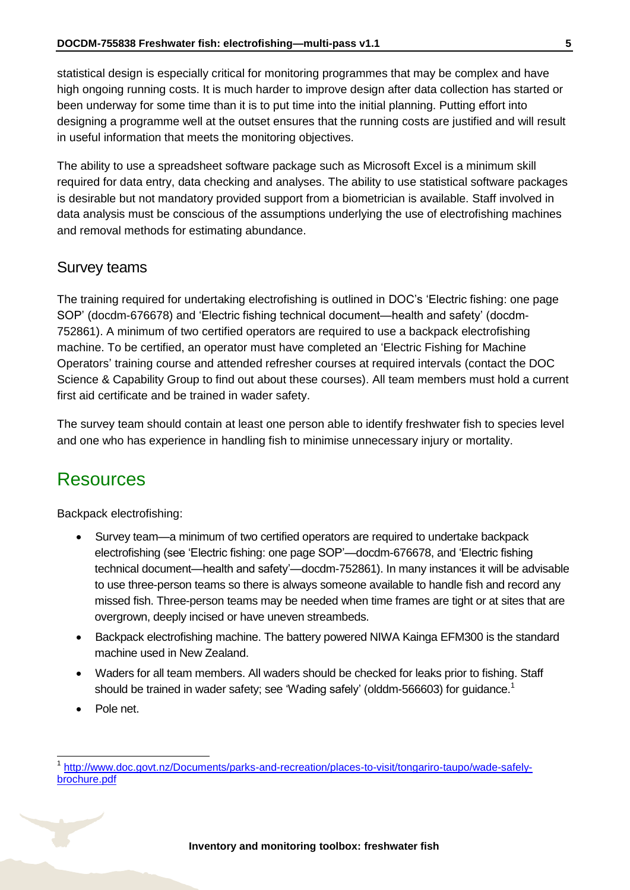statistical design is especially critical for monitoring programmes that may be complex and have high ongoing running costs. It is much harder to improve design after data collection has started or been underway for some time than it is to put time into the initial planning. Putting effort into designing a programme well at the outset ensures that the running costs are justified and will result in useful information that meets the monitoring objectives.

The ability to use a spreadsheet software package such as Microsoft Excel is a minimum skill required for data entry, data checking and analyses. The ability to use statistical software packages is desirable but not mandatory provided support from a biometrician is available. Staff involved in data analysis must be conscious of the assumptions underlying the use of electrofishing machines and removal methods for estimating abundance.

### Survey teams

The training required for undertaking electrofishing is outlined in DOC's 'Electric fishing: one page SOP' (docdm-676678) and 'Electric fishing technical document—health and safety' (docdm-752861). A minimum of two certified operators are required to use a backpack electrofishing machine. To be certified, an operator must have completed an 'Electric Fishing for Machine Operators' training course and attended refresher courses at required intervals (contact the DOC Science & Capability Group to find out about these courses). All team members must hold a current first aid certificate and be trained in wader safety.

The survey team should contain at least one person able to identify freshwater fish to species level and one who has experience in handling fish to minimise unnecessary injury or mortality.

## Resources

Backpack electrofishing:

- Survey team—a minimum of two certified operators are required to undertake backpack electrofishing (see 'Electric fishing: one page SOP'—docdm-676678, and 'Electric fishing technical document—health and safety'—docdm-752861). In many instances it will be advisable to use three-person teams so there is always someone available to handle fish and record any missed fish. Three-person teams may be needed when time frames are tight or at sites that are overgrown, deeply incised or have uneven streambeds.
- Backpack electrofishing machine. The battery powered NIWA Kainga EFM300 is the standard machine used in New Zealand.
- Waders for all team members. All waders should be checked for leaks prior to fishing. Staff should be trained in wader safety; see 'Wading safely' (olddm-566603) for guidance.[1]
- Pole net.

[1] http://www.doc.govt.nz/Documents/parks-and-recreation/places-to-visit/tongariro-taupo/wade-safely-brochure.pdf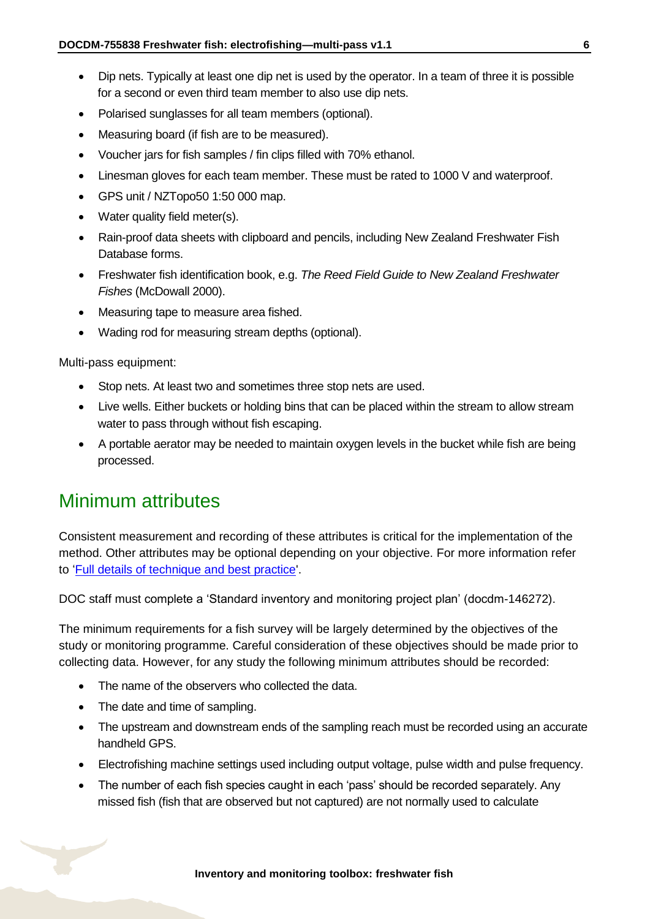- Dip nets. Typically at least one dip net is used by the operator. In a team of three it is possible for a second or even third team member to also use dip nets.
- Polarised sunglasses for all team members (optional).
- Measuring board (if fish are to be measured).
- Voucher jars for fish samples / fin clips filled with 70% ethanol.
- Linesman gloves for each team member. These must be rated to 1000 V and waterproof.
- GPS unit / NZTopo50 1:50 000 map.
- Water quality field meter(s).
- Rain-proof data sheets with clipboard and pencils, including New Zealand Freshwater Fish Database forms.
- Freshwater fish identification book, e.g. *The Reed Field Guide to New Zealand Freshwater Fishes* (McDowall 2000).
- Measuring tape to measure area fished.
- Wading rod for measuring stream depths (optional).

Multi-pass equipment:

- Stop nets. At least two and sometimes three stop nets are used.
- Live wells. Either buckets or holding bins that can be placed within the stream to allow stream water to pass through without fish escaping.
- A portable aerator may be needed to maintain oxygen levels in the bucket while fish are being processed.

## Minimum attributes

Consistent measurement and recording of these attributes is critical for the implementation of the method. Other attributes may be optional depending on your objective. For more information refer to 'Full details of technique and best practice'.

DOC staff must complete a 'Standard inventory and monitoring project plan' (docdm-146272).

The minimum requirements for a fish survey will be largely determined by the objectives of the study or monitoring programme. Careful consideration of these objectives should be made prior to collecting data. However, for any study the following minimum attributes should be recorded:

- The name of the observers who collected the data.
- The date and time of sampling.
- The upstream and downstream ends of the sampling reach must be recorded using an accurate handheld GPS.
- Electrofishing machine settings used including output voltage, pulse width and pulse frequency.
- The number of each fish species caught in each 'pass' should be recorded separately. Any missed fish (fish that are observed but not captured) are not normally used to calculate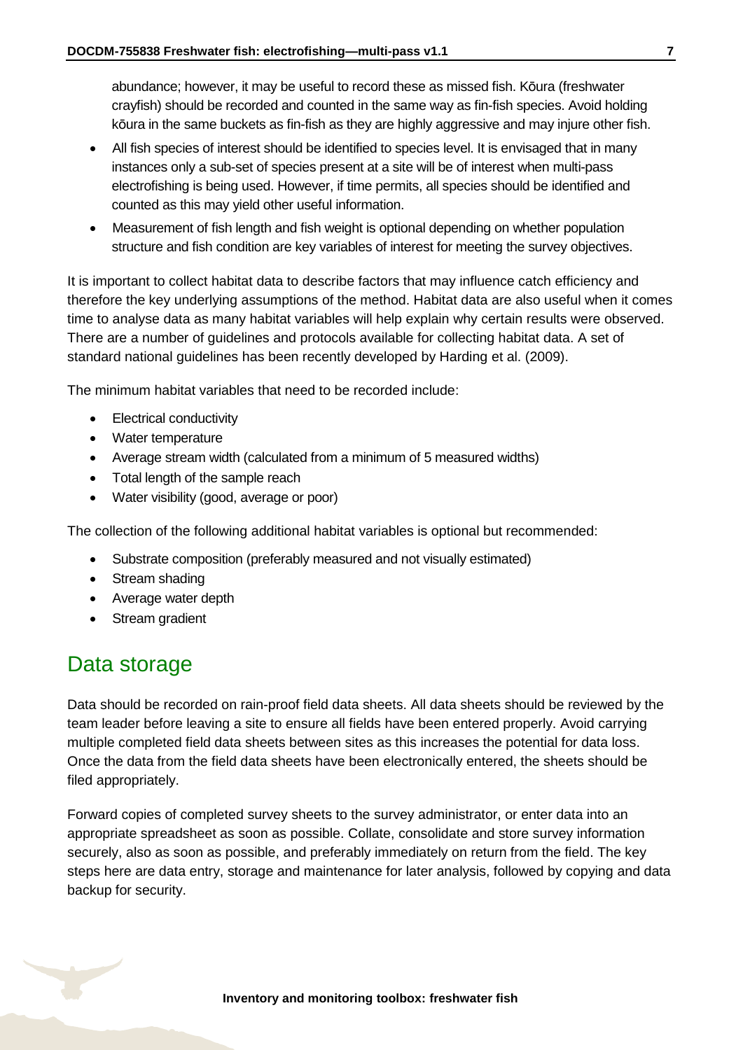abundance; however, it may be useful to record these as missed fish. Kōura (freshwater crayfish) should be recorded and counted in the same way as fin-fish species. Avoid holding kōura in the same buckets as fin-fish as they are highly aggressive and may injure other fish.

- All fish species of interest should be identified to species level. It is envisaged that in many instances only a sub-set of species present at a site will be of interest when multi-pass electrofishing is being used. However, if time permits, all species should be identified and counted as this may yield other useful information.
- Measurement of fish length and fish weight is optional depending on whether population structure and fish condition are key variables of interest for meeting the survey objectives.

It is important to collect habitat data to describe factors that may influence catch efficiency and therefore the key underlying assumptions of the method. Habitat data are also useful when it comes time to analyse data as many habitat variables will help explain why certain results were observed. There are a number of guidelines and protocols available for collecting habitat data. A set of standard national guidelines has been recently developed by Harding et al. (2009).

The minimum habitat variables that need to be recorded include:

- Electrical conductivity
- Water temperature
- Average stream width (calculated from a minimum of 5 measured widths)
- Total length of the sample reach
- Water visibility (good, average or poor)

The collection of the following additional habitat variables is optional but recommended:

- Substrate composition (preferably measured and not visually estimated)
- Stream shading
- Average water depth
- Stream gradient

## Data storage

Data should be recorded on rain-proof field data sheets. All data sheets should be reviewed by the team leader before leaving a site to ensure all fields have been entered properly. Avoid carrying multiple completed field data sheets between sites as this increases the potential for data loss. Once the data from the field data sheets have been electronically entered, the sheets should be filed appropriately.

Forward copies of completed survey sheets to the survey administrator, or enter data into an appropriate spreadsheet as soon as possible. Collate, consolidate and store survey information securely, also as soon as possible, and preferably immediately on return from the field. The key steps here are data entry, storage and maintenance for later analysis, followed by copying and data backup for security.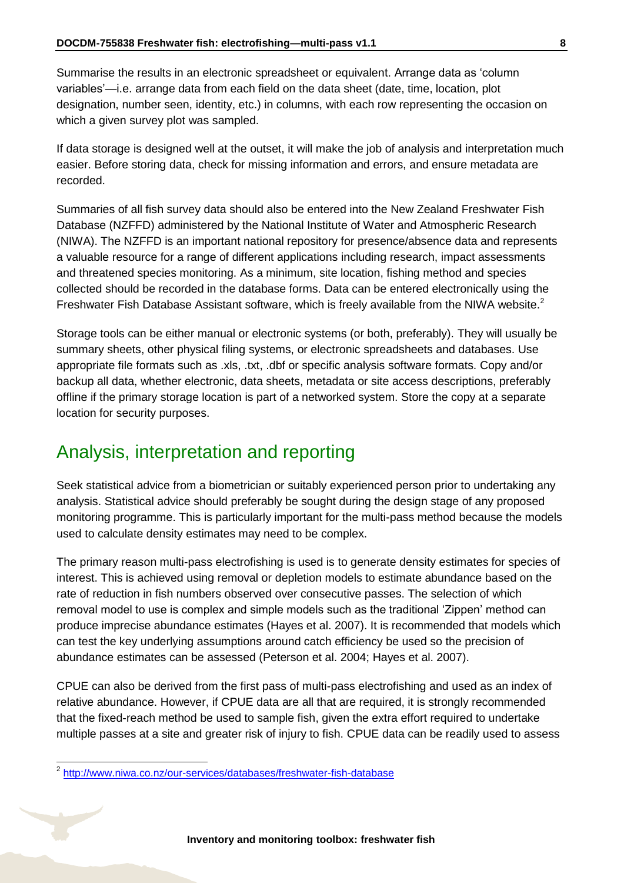Summarise the results in an electronic spreadsheet or equivalent. Arrange data as 'column variables'—i.e. arrange data from each field on the data sheet (date, time, location, plot designation, number seen, identity, etc.) in columns, with each row representing the occasion on which a given survey plot was sampled.

If data storage is designed well at the outset, it will make the job of analysis and interpretation much easier. Before storing data, check for missing information and errors, and ensure metadata are recorded.

Summaries of all fish survey data should also be entered into the New Zealand Freshwater Fish Database (NZFFD) administered by the National Institute of Water and Atmospheric Research (NIWA). The NZFFD is an important national repository for presence/absence data and represents a valuable resource for a range of different applications including research, impact assessments and threatened species monitoring. As a minimum, site location, fishing method and species collected should be recorded in the database forms. Data can be entered electronically using the Freshwater Fish Database Assistant software, which is freely available from the NIWA website.[2]

Storage tools can be either manual or electronic systems (or both, preferably). They will usually be summary sheets, other physical filing systems, or electronic spreadsheets and databases. Use appropriate file formats such as .xls, .txt, .dbf or specific analysis software formats. Copy and/or backup all data, whether electronic, data sheets, metadata or site access descriptions, preferably offline if the primary storage location is part of a networked system. Store the copy at a separate location for security purposes.

## Analysis, interpretation and reporting

Seek statistical advice from a biometrician or suitably experienced person prior to undertaking any analysis. Statistical advice should preferably be sought during the design stage of any proposed monitoring programme. This is particularly important for the multi-pass method because the models used to calculate density estimates may need to be complex.

The primary reason multi-pass electrofishing is used is to generate density estimates for species of interest. This is achieved using removal or depletion models to estimate abundance based on the rate of reduction in fish numbers observed over consecutive passes. The selection of which removal model to use is complex and simple models such as the traditional 'Zippen' method can produce imprecise abundance estimates (Hayes et al. 2007). It is recommended that models which can test the key underlying assumptions around catch efficiency be used so the precision of abundance estimates can be assessed (Peterson et al. 2004; Hayes et al. 2007).

CPUE can also be derived from the first pass of multi-pass electrofishing and used as an index of relative abundance. However, if CPUE data are all that are required, it is strongly recommended that the fixed-reach method be used to sample fish, given the extra effort required to undertake multiple passes at a site and greater risk of injury to fish. CPUE data can be readily used to assess

[2] http://www.niwa.co.nz/our-services/databases/freshwater-fish-database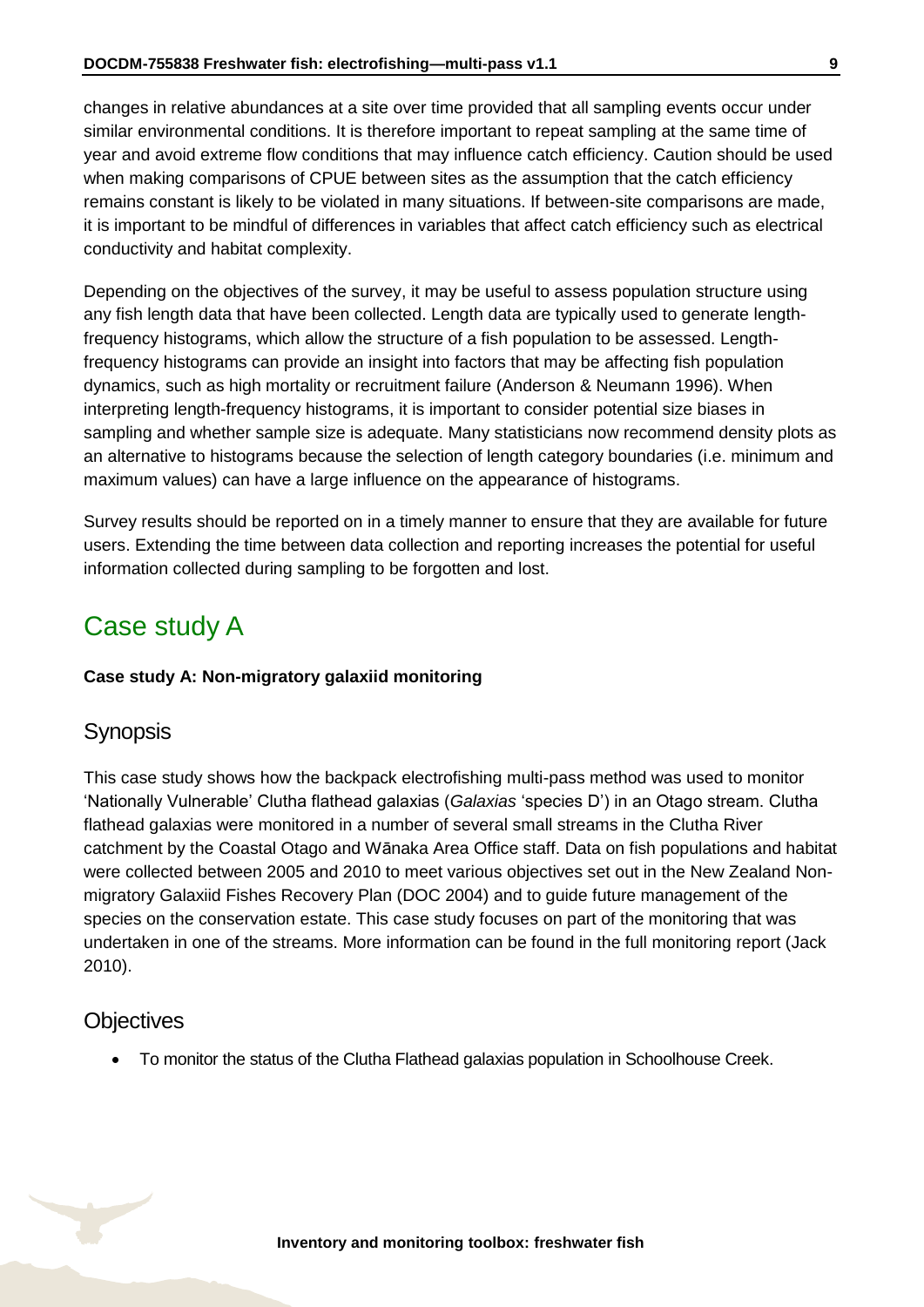changes in relative abundances at a site over time provided that all sampling events occur under similar environmental conditions. It is therefore important to repeat sampling at the same time of year and avoid extreme flow conditions that may influence catch efficiency. Caution should be used when making comparisons of CPUE between sites as the assumption that the catch efficiency remains constant is likely to be violated in many situations. If between-site comparisons are made, it is important to be mindful of differences in variables that affect catch efficiency such as electrical conductivity and habitat complexity.

Depending on the objectives of the survey, it may be useful to assess population structure using any fish length data that have been collected. Length data are typically used to generate length-frequency histograms, which allow the structure of a fish population to be assessed. Length-frequency histograms can provide an insight into factors that may be affecting fish population dynamics, such as high mortality or recruitment failure (Anderson & Neumann 1996). When interpreting length-frequency histograms, it is important to consider potential size biases in sampling and whether sample size is adequate. Many statisticians now recommend density plots as an alternative to histograms because the selection of length category boundaries (i.e. minimum and maximum values) can have a large influence on the appearance of histograms.

Survey results should be reported on in a timely manner to ensure that they are available for future users. Extending the time between data collection and reporting increases the potential for useful information collected during sampling to be forgotten and lost.

# Case study A

**Case study A: Non-migratory galaxiid monitoring**

## Synopsis

This case study shows how the backpack electrofishing multi-pass method was used to monitor 'Nationally Vulnerable' Clutha flathead galaxias (*Galaxias* 'species D') in an Otago stream. Clutha flathead galaxias were monitored in a number of several small streams in the Clutha River catchment by the Coastal Otago and Wānaka Area Office staff. Data on fish populations and habitat were collected between 2005 and 2010 to meet various objectives set out in the New Zealand Non-migratory Galaxiid Fishes Recovery Plan (DOC 2004) and to guide future management of the species on the conservation estate. This case study focuses on part of the monitoring that was undertaken in one of the streams. More information can be found in the full monitoring report (Jack 2010).

## Objectives

- To monitor the status of the Clutha Flathead galaxias population in Schoolhouse Creek.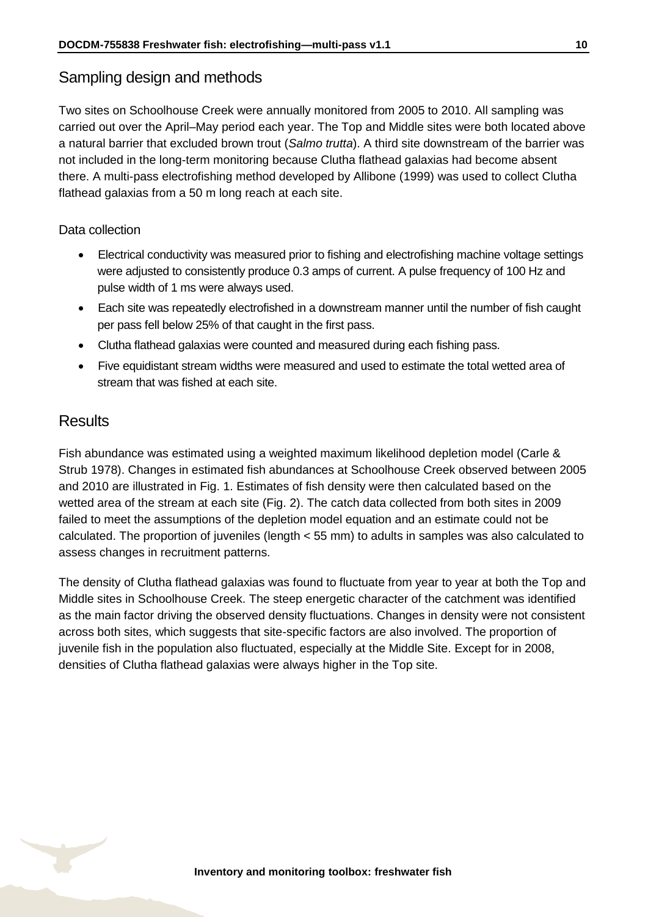## Sampling design and methods

Two sites on Schoolhouse Creek were annually monitored from 2005 to 2010. All sampling was carried out over the April–May period each year. The Top and Middle sites were both located above a natural barrier that excluded brown trout (*Salmo trutta*). A third site downstream of the barrier was not included in the long-term monitoring because Clutha flathead galaxias had become absent there. A multi-pass electrofishing method developed by Allibone (1999) was used to collect Clutha flathead galaxias from a 50 m long reach at each site.

### Data collection

- Electrical conductivity was measured prior to fishing and electrofishing machine voltage settings were adjusted to consistently produce 0.3 amps of current. A pulse frequency of 100 Hz and pulse width of 1 ms were always used.
- Each site was repeatedly electrofished in a downstream manner until the number of fish caught per pass fell below 25% of that caught in the first pass.
- Clutha flathead galaxias were counted and measured during each fishing pass.
- Five equidistant stream widths were measured and used to estimate the total wetted area of stream that was fished at each site.

## Results

Fish abundance was estimated using a weighted maximum likelihood depletion model (Carle & Strub 1978). Changes in estimated fish abundances at Schoolhouse Creek observed between 2005 and 2010 are illustrated in Fig. 1. Estimates of fish density were then calculated based on the wetted area of the stream at each site (Fig. 2). The catch data collected from both sites in 2009 failed to meet the assumptions of the depletion model equation and an estimate could not be calculated. The proportion of juveniles (length < 55 mm) to adults in samples was also calculated to assess changes in recruitment patterns.

The density of Clutha flathead galaxias was found to fluctuate from year to year at both the Top and Middle sites in Schoolhouse Creek. The steep energetic character of the catchment was identified as the main factor driving the observed density fluctuations. Changes in density were not consistent across both sites, which suggests that site-specific factors are also involved. The proportion of juvenile fish in the population also fluctuated, especially at the Middle Site. Except for in 2008, densities of Clutha flathead galaxias were always higher in the Top site.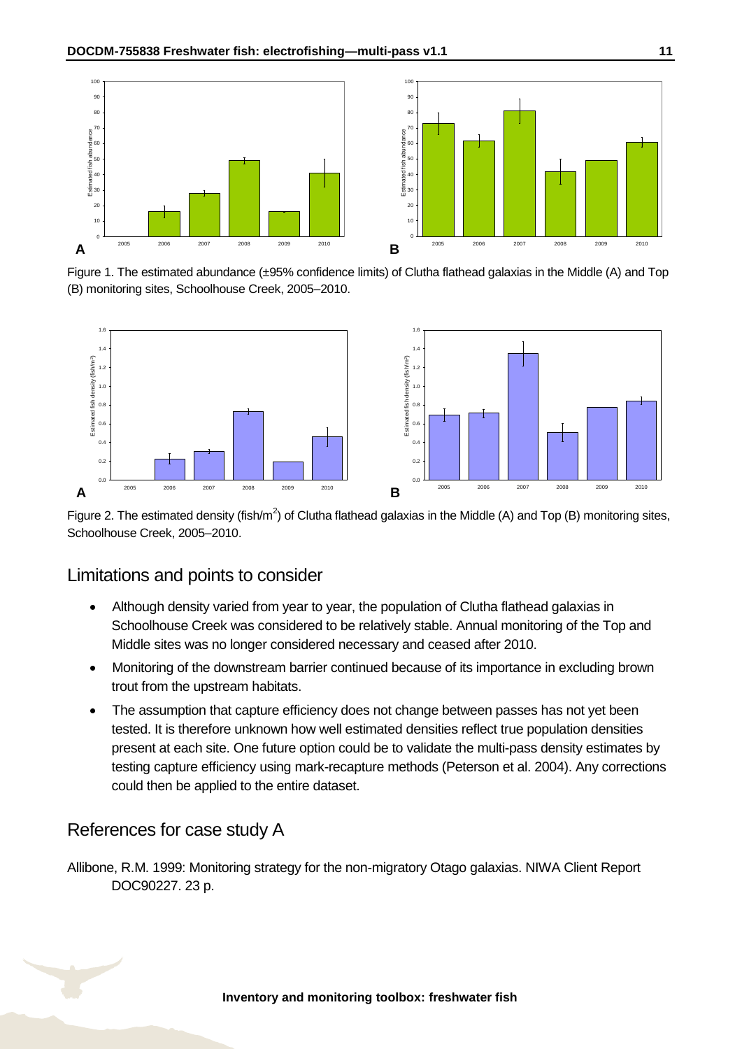Figure 1. The estimated abundance (±95% confidence limits) of Clutha flathead galaxias in the Middle (A) and Top (B) monitoring sites, Schoolhouse Creek, 2005–2010.

Figure 2. The estimated density (fish/m$^2$) of Clutha flathead galaxias in the Middle (A) and Top (B) monitoring sites, Schoolhouse Creek, 2005–2010.

## Limitations and points to consider

- Although density varied from year to year, the population of Clutha flathead galaxias in Schoolhouse Creek was considered to be relatively stable. Annual monitoring of the Top and Middle sites was no longer considered necessary and ceased after 2010.
- Monitoring of the downstream barrier continued because of its importance in excluding brown trout from the upstream habitats.
- The assumption that capture efficiency does not change between passes has not yet been tested. It is therefore unknown how well estimated densities reflect true population densities present at each site. One future option could be to validate the multi-pass density estimates by testing capture efficiency using mark-recapture methods (Peterson et al. 2004). Any corrections could then be applied to the entire dataset.

## References for case study A

Allibone, R.M. 1999: Monitoring strategy for the non-migratory Otago galaxias. NIWA Client Report DOC90227. 23 p.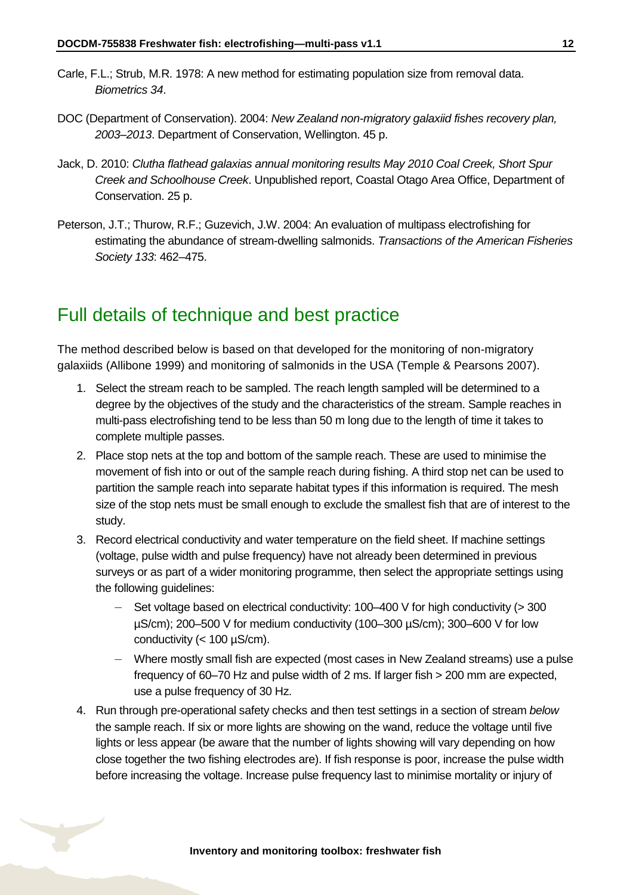Carle, F.L.; Strub, M.R. 1978: A new method for estimating population size from removal data. *Biometrics 34*.

DOC (Department of Conservation). 2004: *New Zealand non-migratory galaxiid fishes recovery plan, 2003–2013*. Department of Conservation, Wellington. 45 p.

Jack, D. 2010: *Clutha flathead galaxias annual monitoring results May 2010 Coal Creek, Short Spur Creek and Schoolhouse Creek*. Unpublished report, Coastal Otago Area Office, Department of Conservation. 25 p.

Peterson, J.T.; Thurow, R.F.; Guzevich, J.W. 2004: An evaluation of multipass electrofishing for estimating the abundance of stream-dwelling salmonids. *Transactions of the American Fisheries Society 133*: 462–475.

## Full details of technique and best practice

The method described below is based on that developed for the monitoring of non-migratory galaxiids (Allibone 1999) and monitoring of salmonids in the USA (Temple & Pearsons 2007).

1. Select the stream reach to be sampled. The reach length sampled will be determined to a degree by the objectives of the study and the characteristics of the stream. Sample reaches in multi-pass electrofishing tend to be less than 50 m long due to the length of time it takes to complete multiple passes.
2. Place stop nets at the top and bottom of the sample reach. These are used to minimise the movement of fish into or out of the sample reach during fishing. A third stop net can be used to partition the sample reach into separate habitat types if this information is required. The mesh size of the stop nets must be small enough to exclude the smallest fish that are of interest to the study.
3. Record electrical conductivity and water temperature on the field sheet. If machine settings (voltage, pulse width and pulse frequency) have not already been determined in previous surveys or as part of a wider monitoring programme, then select the appropriate settings using the following guidelines:
   - Set voltage based on electrical conductivity: 100–400 V for high conductivity (> 300 µS/cm); 200–500 V for medium conductivity (100–300 µS/cm); 300–600 V for low conductivity (< 100 µS/cm).
   - Where mostly small fish are expected (most cases in New Zealand streams) use a pulse frequency of 60–70 Hz and pulse width of 2 ms. If larger fish > 200 mm are expected, use a pulse frequency of 30 Hz.
4. Run through pre-operational safety checks and then test settings in a section of stream *below* the sample reach. If six or more lights are showing on the wand, reduce the voltage until five lights or less appear (be aware that the number of lights showing will vary depending on how close together the two fishing electrodes are). If fish response is poor, increase the pulse width before increasing the voltage. Increase pulse frequency last to minimise mortality or injury of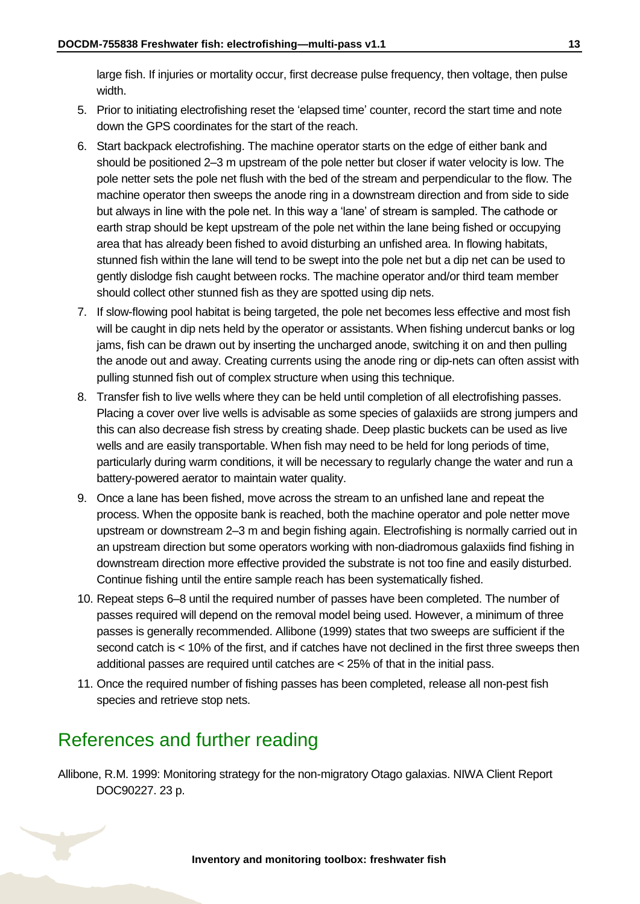large fish. If injuries or mortality occur, first decrease pulse frequency, then voltage, then pulse width.

5. Prior to initiating electrofishing reset the 'elapsed time' counter, record the start time and note down the GPS coordinates for the start of the reach.
6. Start backpack electrofishing. The machine operator starts on the edge of either bank and should be positioned 2–3 m upstream of the pole netter but closer if water velocity is low. The pole netter sets the pole net flush with the bed of the stream and perpendicular to the flow. The machine operator then sweeps the anode ring in a downstream direction and from side to side but always in line with the pole net. In this way a 'lane' of stream is sampled. The cathode or earth strap should be kept upstream of the pole net within the lane being fished or occupying area that has already been fished to avoid disturbing an unfished area. In flowing habitats, stunned fish within the lane will tend to be swept into the pole net but a dip net can be used to gently dislodge fish caught between rocks. The machine operator and/or third team member should collect other stunned fish as they are spotted using dip nets.
7. If slow-flowing pool habitat is being targeted, the pole net becomes less effective and most fish will be caught in dip nets held by the operator or assistants. When fishing undercut banks or log jams, fish can be drawn out by inserting the uncharged anode, switching it on and then pulling the anode out and away. Creating currents using the anode ring or dip-nets can often assist with pulling stunned fish out of complex structure when using this technique.
8. Transfer fish to live wells where they can be held until completion of all electrofishing passes. Placing a cover over live wells is advisable as some species of galaxiids are strong jumpers and this can also decrease fish stress by creating shade. Deep plastic buckets can be used as live wells and are easily transportable. When fish may need to be held for long periods of time, particularly during warm conditions, it will be necessary to regularly change the water and run a battery-powered aerator to maintain water quality.
9. Once a lane has been fished, move across the stream to an unfished lane and repeat the process. When the opposite bank is reached, both the machine operator and pole netter move upstream or downstream 2–3 m and begin fishing again. Electrofishing is normally carried out in an upstream direction but some operators working with non-diadromous galaxiids find fishing in downstream direction more effective provided the substrate is not too fine and easily disturbed. Continue fishing until the entire sample reach has been systematically fished.
10. Repeat steps 6–8 until the required number of passes have been completed. The number of passes required will depend on the removal model being used. However, a minimum of three passes is generally recommended. Allibone (1999) states that two sweeps are sufficient if the second catch is < 10% of the first, and if catches have not declined in the first three sweeps then additional passes are required until catches are < 25% of that in the initial pass.
11. Once the required number of fishing passes has been completed, release all non-pest fish species and retrieve stop nets.

## References and further reading

Allibone, R.M. 1999: Monitoring strategy for the non-migratory Otago galaxias. NIWA Client Report DOC90227. 23 p.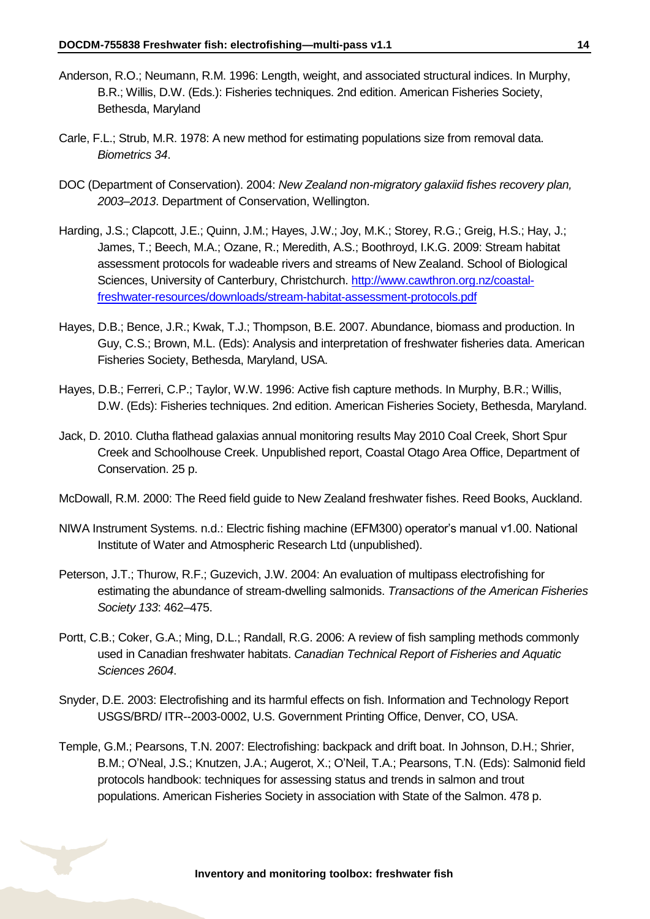Anderson, R.O.; Neumann, R.M. 1996: Length, weight, and associated structural indices. In Murphy, B.R.; Willis, D.W. (Eds.): Fisheries techniques. 2nd edition. American Fisheries Society, Bethesda, Maryland

Carle, F.L.; Strub, M.R. 1978: A new method for estimating populations size from removal data. *Biometrics 34*.

DOC (Department of Conservation). 2004: *New Zealand non-migratory galaxiid fishes recovery plan, 2003–2013*. Department of Conservation, Wellington.

Harding, J.S.; Clapcott, J.E.; Quinn, J.M.; Hayes, J.W.; Joy, M.K.; Storey, R.G.; Greig, H.S.; Hay, J.; James, T.; Beech, M.A.; Ozane, R.; Meredith, A.S.; Boothroyd, I.K.G. 2009: Stream habitat assessment protocols for wadeable rivers and streams of New Zealand. School of Biological Sciences, University of Canterbury, Christchurch. [http://www.cawthron.org.nz/coastal-freshwater-resources/downloads/stream-habitat-assessment-protocols.pdf](http://www.cawthron.org.nz/coastal-freshwater-resources/downloads/stream-habitat-assessment-protocols.pdf)

Hayes, D.B.; Bence, J.R.; Kwak, T.J.; Thompson, B.E. 2007. Abundance, biomass and production. In Guy, C.S.; Brown, M.L. (Eds): Analysis and interpretation of freshwater fisheries data. American Fisheries Society, Bethesda, Maryland, USA.

Hayes, D.B.; Ferreri, C.P.; Taylor, W.W. 1996: Active fish capture methods. In Murphy, B.R.; Willis, D.W. (Eds): Fisheries techniques. 2nd edition. American Fisheries Society, Bethesda, Maryland.

Jack, D. 2010. Clutha flathead galaxias annual monitoring results May 2010 Coal Creek, Short Spur Creek and Schoolhouse Creek. Unpublished report, Coastal Otago Area Office, Department of Conservation. 25 p.

McDowall, R.M. 2000: The Reed field guide to New Zealand freshwater fishes. Reed Books, Auckland.

NIWA Instrument Systems. n.d.: Electric fishing machine (EFM300) operator's manual v1.00. National Institute of Water and Atmospheric Research Ltd (unpublished).

Peterson, J.T.; Thurow, R.F.; Guzevich, J.W. 2004: An evaluation of multipass electrofishing for estimating the abundance of stream-dwelling salmonids. *Transactions of the American Fisheries Society 133*: 462–475.

Portt, C.B.; Coker, G.A.; Ming, D.L.; Randall, R.G. 2006: A review of fish sampling methods commonly used in Canadian freshwater habitats. *Canadian Technical Report of Fisheries and Aquatic Sciences 2604*.

Snyder, D.E. 2003: Electrofishing and its harmful effects on fish. Information and Technology Report USGS/BRD/ ITR--2003-0002, U.S. Government Printing Office, Denver, CO, USA.

Temple, G.M.; Pearsons, T.N. 2007: Electrofishing: backpack and drift boat. In Johnson, D.H.; Shrier, B.M.; O'Neal, J.S.; Knutzen, J.A.; Augerot, X.; O'Neil, T.A.; Pearsons, T.N. (Eds): Salmonid field protocols handbook: techniques for assessing status and trends in salmon and trout populations. American Fisheries Society in association with State of the Salmon. 478 p.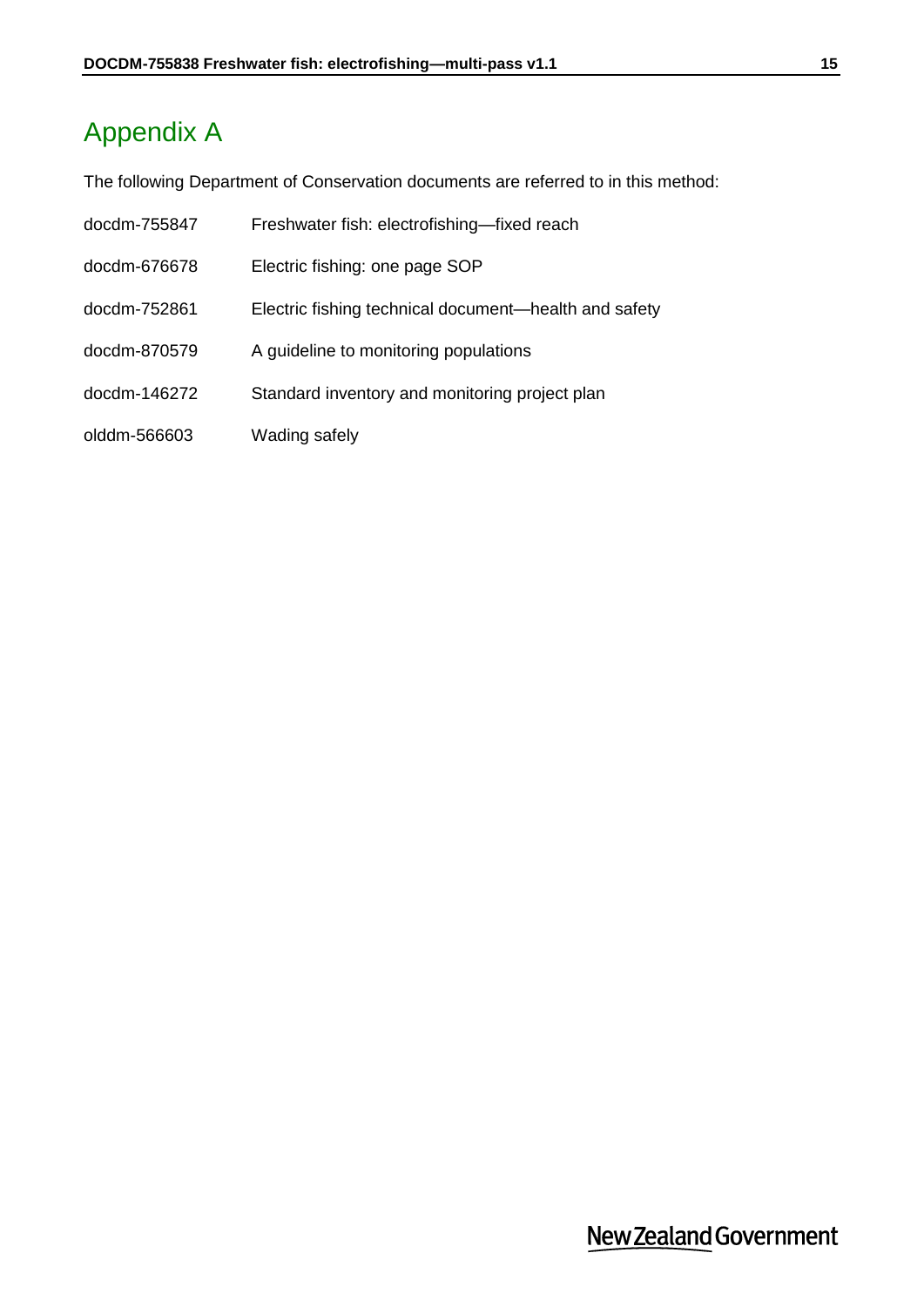# Appendix A

The following Department of Conservation documents are referred to in this method:

| | |
|---|---|
| docdm-755847 | Freshwater fish: electrofishing—fixed reach |
| docdm-676678 | Electric fishing: one page SOP |
| docdm-752861 | Electric fishing technical document—health and safety |
| docdm-870579 | A guideline to monitoring populations |
| docdm-146272 | Standard inventory and monitoring project plan |
| olddm-566603 | Wading safely |